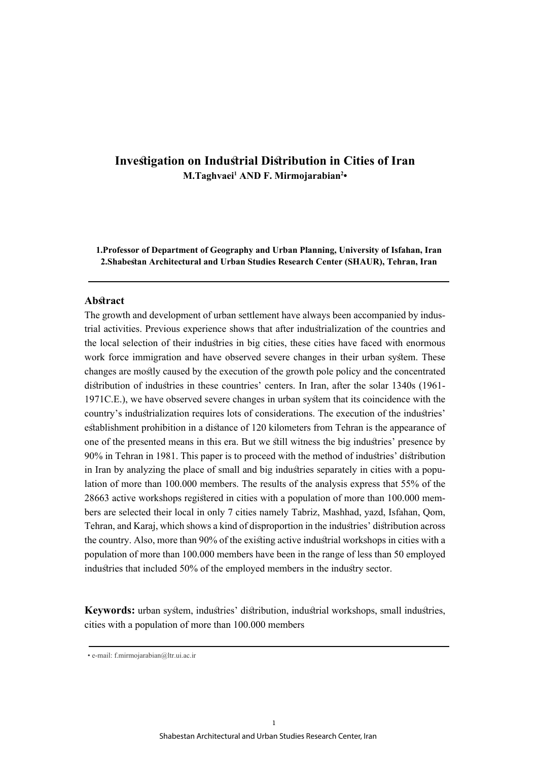# Investigation on Industrial Distribution in Cities of Iran

**M.Taghvaei[1] AND F. Mirmojarabian[2]•**

**1.Professor of Department of Geography and Urban Planning, University of Isfahan, Iran**
**2.Shabestan Architectural and Urban Studies Research Center (SHAUR), Tehran, Iran**

---

## Abstract

The growth and development of urban settlement have always been accompanied by industrial activities. Previous experience shows that after industrialization of the countries and the local selection of their industries in big cities, these cities have faced with enormous work force immigration and have observed severe changes in their urban system. These changes are mostly caused by the execution of the growth pole policy and the concentrated distribution of industries in these countries' centers. In Iran, after the solar 1340s (1961-1971C.E.), we have observed severe changes in urban system that its coincidence with the country's industrialization requires lots of considerations. The execution of the industries' establishment prohibition in a distance of 120 kilometers from Tehran is the appearance of one of the presented means in this era. But we still witness the big industries' presence by 90% in Tehran in 1981. This paper is to proceed with the method of industries' distribution in Iran by analyzing the place of small and big industries separately in cities with a population of more than 100.000 members. The results of the analysis express that 55% of the 28663 active workshops registered in cities with a population of more than 100.000 members are selected their local in only 7 cities namely Tabriz, Mashhad, yazd, Isfahan, Qom, Tehran, and Karaj, which shows a kind of disproportion in the industries' distribution across the country. Also, more than 90% of the existing active industrial workshops in cities with a population of more than 100.000 members have been in the range of less than 50 employed industries that included 50% of the employed members in the industry sector.

**Keywords:** urban system, industries' distribution, industrial workshops, small industries, cities with a population of more than 100.000 members

---

• e-mail: f.mirmojarabian@ltr.ui.ac.ir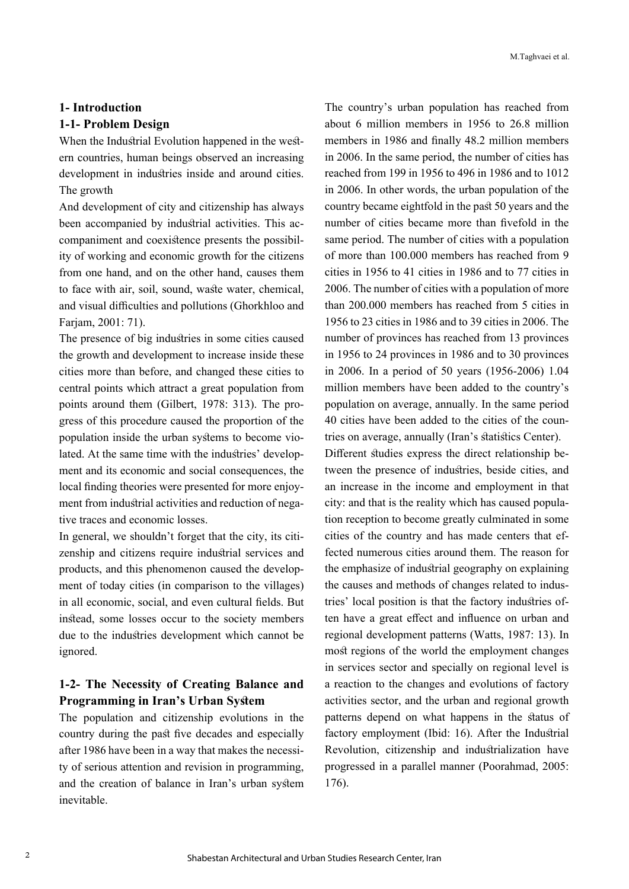## 1- Introduction

### 1-1- Problem Design

When the Industrial Evolution happened in the western countries, human beings observed an increasing development in industries inside and around cities. The growth

And development of city and citizenship has always been accompanied by industrial activities. This accompaniment and coexistence presents the possibility of working and economic growth for the citizens from one hand, and on the other hand, causes them to face with air, soil, sound, waste water, chemical, and visual difficulties and pollutions (Ghorkhloo and Farjam, 2001: 71).

The presence of big industries in some cities caused the growth and development to increase inside these cities more than before, and changed these cities to central points which attract a great population from points around them (Gilbert, 1978: 313). The progress of this procedure caused the proportion of the population inside the urban systems to become violated. At the same time with the industries' development and its economic and social consequences, the local finding theories were presented for more enjoyment from industrial activities and reduction of negative traces and economic losses.

In general, we shouldn't forget that the city, its citizenship and citizens require industrial services and products, and this phenomenon caused the development of today cities (in comparison to the villages) in all economic, social, and even cultural fields. But instead, some losses occur to the society members due to the industries development which cannot be ignored.

### 1-2- The Necessity of Creating Balance and Programming in Iran's Urban System

The population and citizenship evolutions in the country during the past five decades and especially after 1986 have been in a way that makes the necessity of serious attention and revision in programming, and the creation of balance in Iran's urban system inevitable.

The country's urban population has reached from about 6 million members in 1956 to 26.8 million members in 1986 and finally 48.2 million members in 2006. In the same period, the number of cities has reached from 199 in 1956 to 496 in 1986 and to 1012 in 2006. In other words, the urban population of the country became eightfold in the past 50 years and the number of cities became more than fivefold in the same period. The number of cities with a population of more than 100.000 members has reached from 9 cities in 1956 to 41 cities in 1986 and to 77 cities in 2006. The number of cities with a population of more than 200.000 members has reached from 5 cities in 1956 to 23 cities in 1986 and to 39 cities in 2006. The number of provinces has reached from 13 provinces in 1956 to 24 provinces in 1986 and to 30 provinces in 2006. In a period of 50 years (1956-2006) 1.04 million members have been added to the country's population on average, annually. In the same period 40 cities have been added to the cities of the countries on average, annually (Iran's statistics Center).

Different studies express the direct relationship between the presence of industries, beside cities, and an increase in the income and employment in that city: and that is the reality which has caused population reception to become greatly culminated in some cities of the country and has made centers that effected numerous cities around them. The reason for the emphasize of industrial geography on explaining the causes and methods of changes related to industries' local position is that the factory industries often have a great effect and influence on urban and regional development patterns (Watts, 1987: 13). In most regions of the world the employment changes in services sector and specially on regional level is a reaction to the changes and evolutions of factory activities sector, and the urban and regional growth patterns depend on what happens in the status of factory employment (Ibid: 16). After the Industrial Revolution, citizenship and industrialization have progressed in a parallel manner (Poorahmad, 2005: 176).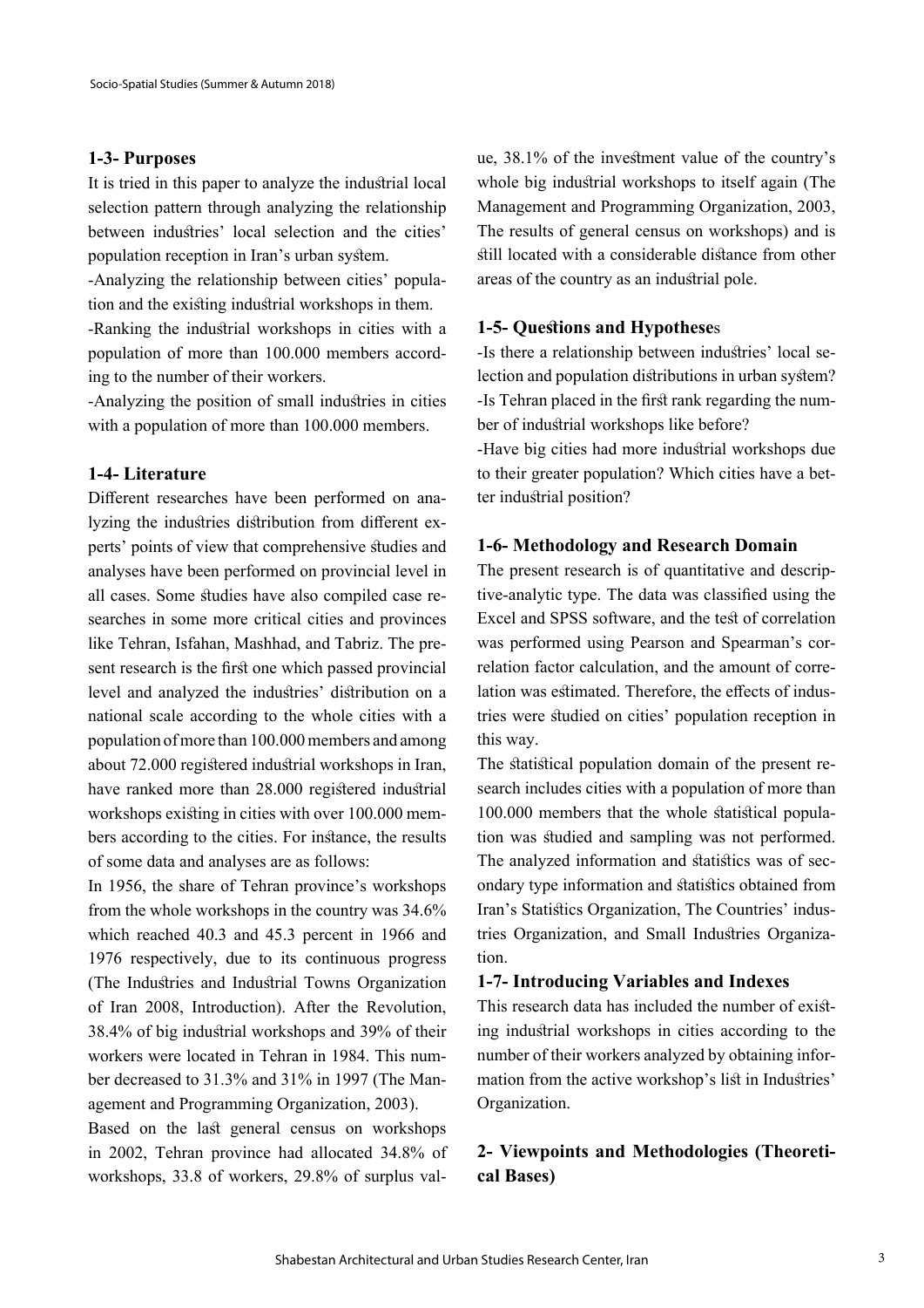## 1-3- Purposes

It is tried in this paper to analyze the industrial local selection pattern through analyzing the relationship between industries' local selection and the cities' population reception in Iran's urban system.

-Analyzing the relationship between cities' population and the existing industrial workshops in them.

-Ranking the industrial workshops in cities with a population of more than 100.000 members according to the number of their workers.

-Analyzing the position of small industries in cities with a population of more than 100.000 members.

## 1-4- Literature

Different researches have been performed on analyzing the industries distribution from different experts' points of view that comprehensive studies and analyses have been performed on provincial level in all cases. Some studies have also compiled case researches in some more critical cities and provinces like Tehran, Isfahan, Mashhad, and Tabriz. The present research is the first one which passed provincial level and analyzed the industries' distribution on a national scale according to the whole cities with a population of more than 100.000 members and among about 72.000 registered industrial workshops in Iran, have ranked more than 28.000 registered industrial workshops existing in cities with over 100.000 members according to the cities. For instance, the results of some data and analyses are as follows:

In 1956, the share of Tehran province's workshops from the whole workshops in the country was 34.6% which reached 40.3 and 45.3 percent in 1966 and 1976 respectively, due to its continuous progress (The Industries and Industrial Towns Organization of Iran 2008, Introduction). After the Revolution, 38.4% of big industrial workshops and 39% of their workers were located in Tehran in 1984. This number decreased to 31.3% and 31% in 1997 (The Management and Programming Organization, 2003).

Based on the last general census on workshops in 2002, Tehran province had allocated 34.8% of workshops, 33.8 of workers, 29.8% of surplus value, 38.1% of the investment value of the country's whole big industrial workshops to itself again (The Management and Programming Organization, 2003, The results of general census on workshops) and is still located with a considerable distance from other areas of the country as an industrial pole.

## 1-5- Questions and Hypotheses

-Is there a relationship between industries' local selection and population distributions in urban system?

-Is Tehran placed in the first rank regarding the number of industrial workshops like before?

-Have big cities had more industrial workshops due to their greater population? Which cities have a better industrial position?

## 1-6- Methodology and Research Domain

The present research is of quantitative and descriptive-analytic type. The data was classified using the Excel and SPSS software, and the test of correlation was performed using Pearson and Spearman's correlation factor calculation, and the amount of correlation was estimated. Therefore, the effects of industries were studied on cities' population reception in this way.

The statistical population domain of the present research includes cities with a population of more than 100.000 members that the whole statistical population was studied and sampling was not performed. The analyzed information and statistics was of secondary type information and statistics obtained from Iran's Statistics Organization, The Countries' industries Organization, and Small Industries Organization.

## 1-7- Introducing Variables and Indexes

This research data has included the number of existing industrial workshops in cities according to the number of their workers analyzed by obtaining information from the active workshop's list in Industries' Organization.

# 2- Viewpoints and Methodologies (Theoretical Bases)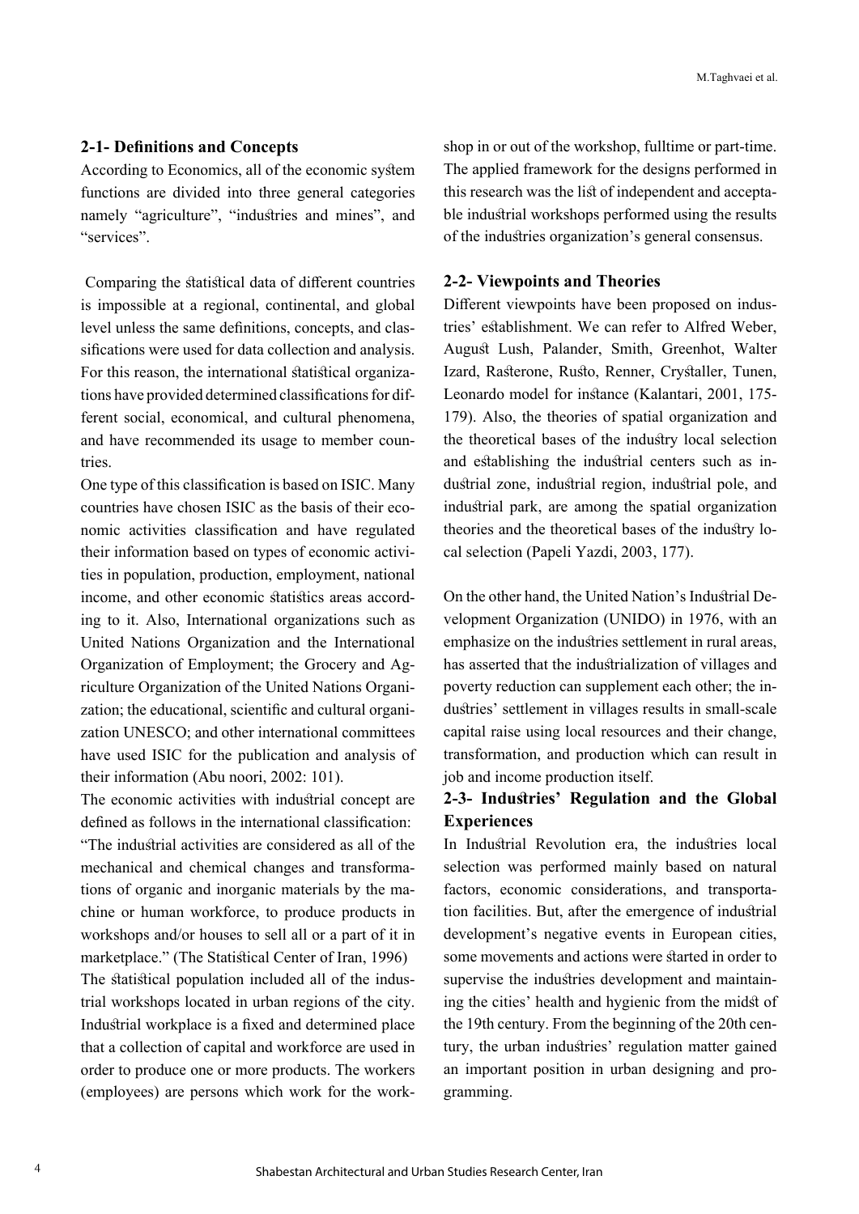## 2-1- Definitions and Concepts

According to Economics, all of the economic system functions are divided into three general categories namely "agriculture", "industries and mines", and "services".

Comparing the statistical data of different countries is impossible at a regional, continental, and global level unless the same definitions, concepts, and classifications were used for data collection and analysis. For this reason, the international statistical organizations have provided determined classifications for different social, economical, and cultural phenomena, and have recommended its usage to member countries.

One type of this classification is based on ISIC. Many countries have chosen ISIC as the basis of their economic activities classification and have regulated their information based on types of economic activities in population, production, employment, national income, and other economic statistics areas according to it. Also, International organizations such as United Nations Organization and the International Organization of Employment; the Grocery and Agriculture Organization of the United Nations Organization; the educational, scientific and cultural organization UNESCO; and other international committees have used ISIC for the publication and analysis of their information (Abu noori, 2002: 101).

The economic activities with industrial concept are defined as follows in the international classification: "The industrial activities are considered as all of the mechanical and chemical changes and transformations of organic and inorganic materials by the machine or human workforce, to produce products in workshops and/or houses to sell all or a part of it in marketplace." (The Statistical Center of Iran, 1996)

The statistical population included all of the industrial workshops located in urban regions of the city. Industrial workplace is a fixed and determined place that a collection of capital and workforce are used in order to produce one or more products. The workers (employees) are persons which work for the workshop in or out of the workshop, fulltime or part-time. The applied framework for the designs performed in this research was the list of independent and acceptable industrial workshops performed using the results of the industries organization's general consensus.

## 2-2- Viewpoints and Theories

Different viewpoints have been proposed on industries' establishment. We can refer to Alfred Weber, August Lush, Palander, Smith, Greenhot, Walter Izard, Rasterone, Rusto, Renner, Crystaller, Tunen, Leonardo model for instance (Kalantari, 2001, 175-179). Also, the theories of spatial organization and the theoretical bases of the industry local selection and establishing the industrial centers such as industrial zone, industrial region, industrial pole, and industrial park, are among the spatial organization theories and the theoretical bases of the industry local selection (Papeli Yazdi, 2003, 177).

On the other hand, the United Nation's Industrial Development Organization (UNIDO) in 1976, with an emphasize on the industries settlement in rural areas, has asserted that the industrialization of villages and poverty reduction can supplement each other; the industries' settlement in villages results in small-scale capital raise using local resources and their change, transformation, and production which can result in job and income production itself.

## 2-3- Industries' Regulation and the Global Experiences

In Industrial Revolution era, the industries local selection was performed mainly based on natural factors, economic considerations, and transportation facilities. But, after the emergence of industrial development's negative events in European cities, some movements and actions were started in order to supervise the industries development and maintaining the cities' health and hygienic from the midst of the 19th century. From the beginning of the 20th century, the urban industries' regulation matter gained an important position in urban designing and programming.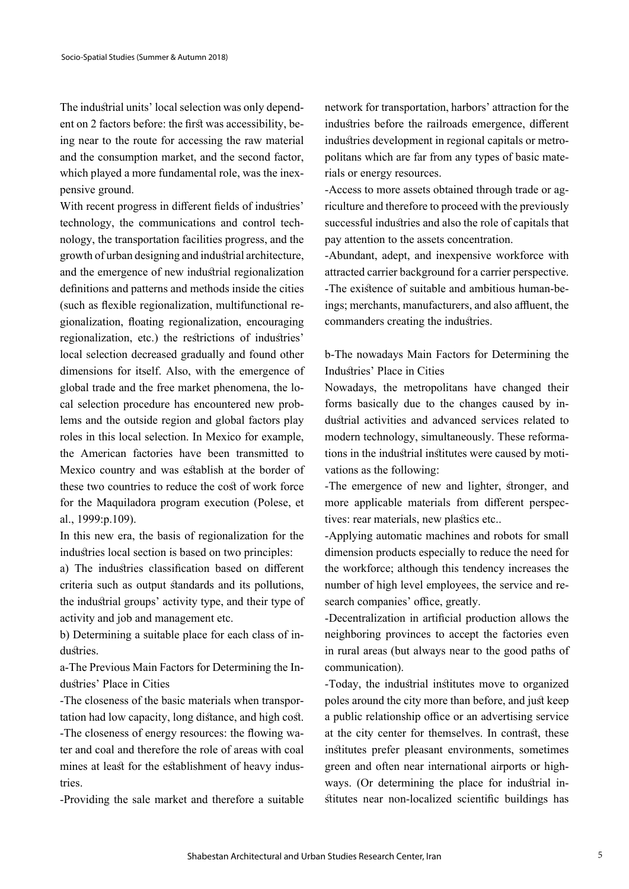The industrial units' local selection was only dependent on 2 factors before: the first was accessibility, being near to the route for accessing the raw material and the consumption market, and the second factor, which played a more fundamental role, was the inexpensive ground.

With recent progress in different fields of industries' technology, the communications and control technology, the transportation facilities progress, and the growth of urban designing and industrial architecture, and the emergence of new industrial regionalization definitions and patterns and methods inside the cities (such as flexible regionalization, multifunctional regionalization, floating regionalization, encouraging regionalization, etc.) the restrictions of industries' local selection decreased gradually and found other dimensions for itself. Also, with the emergence of global trade and the free market phenomena, the local selection procedure has encountered new problems and the outside region and global factors play roles in this local selection. In Mexico for example, the American factories have been transmitted to Mexico country and was establish at the border of these two countries to reduce the cost of work force for the Maquiladora program execution (Polese, et al., 1999:p.109).

In this new era, the basis of regionalization for the industries local section is based on two principles:

a) The industries classification based on different criteria such as output standards and its pollutions, the industrial groups' activity type, and their type of activity and job and management etc.

b) Determining a suitable place for each class of industries.

a-The Previous Main Factors for Determining the Industries' Place in Cities

-The closeness of the basic materials when transportation had low capacity, long distance, and high cost.

-The closeness of energy resources: the flowing water and coal and therefore the role of areas with coal mines at least for the establishment of heavy industries.

-Providing the sale market and therefore a suitable network for transportation, harbors' attraction for the industries before the railroads emergence, different industries development in regional capitals or metropolitans which are far from any types of basic materials or energy resources.

-Access to more assets obtained through trade or agriculture and therefore to proceed with the previously successful industries and also the role of capitals that pay attention to the assets concentration.

-Abundant, adept, and inexpensive workforce with attracted carrier background for a carrier perspective.

-The existence of suitable and ambitious human-beings; merchants, manufacturers, and also affluent, the commanders creating the industries.

b-The nowadays Main Factors for Determining the Industries' Place in Cities

Nowadays, the metropolitans have changed their forms basically due to the changes caused by industrial activities and advanced services related to modern technology, simultaneously. These reformations in the industrial institutes were caused by motivations as the following:

-The emergence of new and lighter, stronger, and more applicable materials from different perspectives: rear materials, new plastics etc..

-Applying automatic machines and robots for small dimension products especially to reduce the need for the workforce; although this tendency increases the number of high level employees, the service and research companies' office, greatly.

-Decentralization in artificial production allows the neighboring provinces to accept the factories even in rural areas (but always near to the good paths of communication).

-Today, the industrial institutes move to organized poles around the city more than before, and just keep a public relationship office or an advertising service at the city center for themselves. In contrast, these institutes prefer pleasant environments, sometimes green and often near international airports or highways. (Or determining the place for industrial institutes near non-localized scientific buildings has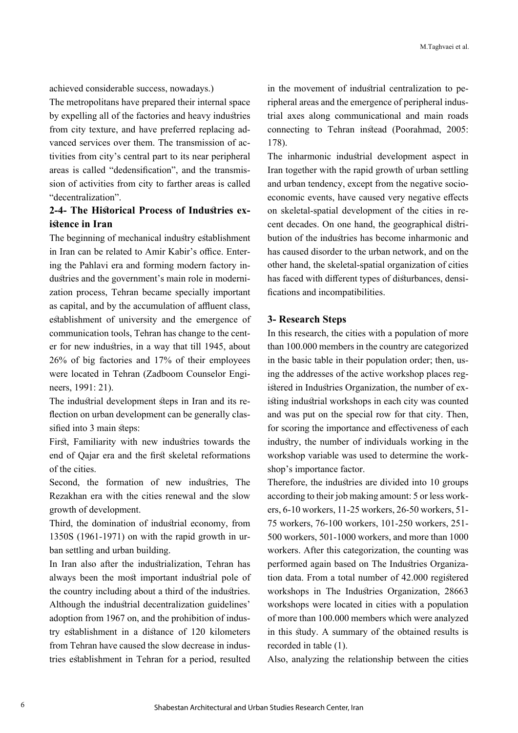achieved considerable success, nowadays.)

The metropolitans have prepared their internal space by expelling all of the factories and heavy industries from city texture, and have preferred replacing advanced services over them. The transmission of activities from city's central part to its near peripheral areas is called "dedensification", and the transmission of activities from city to farther areas is called "decentralization".

## 2-4- The Historical Process of Industries existence in Iran

The beginning of mechanical industry establishment in Iran can be related to Amir Kabir's office. Entering the Pahlavi era and forming modern factory industries and the government's main role in modernization process, Tehran became specially important as capital, and by the accumulation of affluent class, establishment of university and the emergence of communication tools, Tehran has change to the center for new industries, in a way that till 1945, about 26% of big factories and 17% of their employees were located in Tehran (Zadboom Counselor Engineers, 1991: 21).

The industrial development steps in Iran and its reflection on urban development can be generally classified into 3 main steps:

First, Familiarity with new industries towards the end of Qajar era and the first skeletal reformations of the cities.

Second, the formation of new industries, The Rezakhan era with the cities renewal and the slow growth of development.

Third, the domination of industrial economy, from 1350S (1961-1971) on with the rapid growth in urban settling and urban building.

In Iran also after the industrialization, Tehran has always been the most important industrial pole of the country including about a third of the industries. Although the industrial decentralization guidelines' adoption from 1967 on, and the prohibition of industry establishment in a distance of 120 kilometers from Tehran have caused the slow decrease in industries establishment in Tehran for a period, resulted in the movement of industrial centralization to peripheral areas and the emergence of peripheral industrial axes along communicational and main roads connecting to Tehran instead (Poorahmad, 2005: 178).

The inharmonic industrial development aspect in Iran together with the rapid growth of urban settling and urban tendency, except from the negative socio-economic events, have caused very negative effects on skeletal-spatial development of the cities in recent decades. On one hand, the geographical distribution of the industries has become inharmonic and has caused disorder to the urban network, and on the other hand, the skeletal-spatial organization of cities has faced with different types of disturbances, densifications and incompatibilities.

## 3- Research Steps

In this research, the cities with a population of more than 100.000 members in the country are categorized in the basic table in their population order; then, using the addresses of the active workshop places registered in Industries Organization, the number of existing industrial workshops in each city was counted and was put on the special row for that city. Then, for scoring the importance and effectiveness of each industry, the number of individuals working in the workshop variable was used to determine the workshop's importance factor.

Therefore, the industries are divided into 10 groups according to their job making amount: 5 or less workers, 6-10 workers, 11-25 workers, 26-50 workers, 51-75 workers, 76-100 workers, 101-250 workers, 251-500 workers, 501-1000 workers, and more than 1000 workers. After this categorization, the counting was performed again based on The Industries Organization data. From a total number of 42.000 registered workshops in The Industries Organization, 28663 workshops were located in cities with a population of more than 100.000 members which were analyzed in this study. A summary of the obtained results is recorded in table (1).

Also, analyzing the relationship between the cities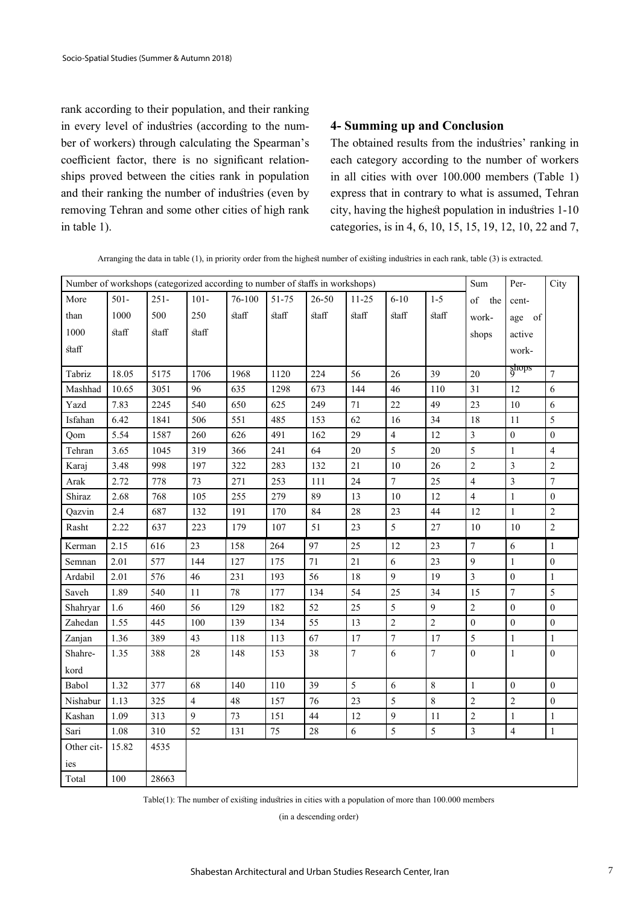rank according to their population, and their ranking in every level of industries (according to the number of workers) through calculating the Spearman's coefficient factor, there is no significant relationships proved between the cities rank in population and their ranking the number of industries (even by removing Tehran and some other cities of high rank in table 1).

## 4- Summing up and Conclusion

The obtained results from the industries' ranking in each category according to the number of workers in all cities with over 100.000 members (Table 1) express that in contrary to what is assumed, Tehran city, having the highest population in industries 1-10 categories, is in 4, 6, 10, 15, 15, 19, 12, 10, 22 and 7,

Arranging the data in table (1), in priority order from the highest number of existing industries in each rank, table (3) is extracted.

| Number of workshops (categorized according to number of staffs in workshops) | | | | | | | | | | Sum | Percentage of active workshops | City |
|---|---|---|---|---|---|---|---|---|---|---|---|---|
| More than 1000 staff | 501-1000 staff | 251-500 staff | 101-250 staff | 76-100 staff | 51-75 staff | 26-50 staff | 11-25 staff | 6-10 staff | 1-5 staff | of the workshops | | |
| Tabriz | 18.05 | 5175 | 1706 | 1968 | 1120 | 224 | 56 | 26 | 39 | 20 | 9 | 7 |
| Mashhad | 10.65 | 3051 | 96 | 635 | 1298 | 673 | 144 | 46 | 110 | 31 | 12 | 6 |
| Yazd | 7.83 | 2245 | 540 | 650 | 625 | 249 | 71 | 22 | 49 | 23 | 10 | 6 |
| Isfahan | 6.42 | 1841 | 506 | 551 | 485 | 153 | 62 | 16 | 34 | 18 | 11 | 5 |
| Qom | 5.54 | 1587 | 260 | 626 | 491 | 162 | 29 | 4 | 12 | 3 | 0 | 0 |
| Tehran | 3.65 | 1045 | 319 | 366 | 241 | 64 | 20 | 5 | 20 | 5 | 1 | 4 |
| Karaj | 3.48 | 998 | 197 | 322 | 283 | 132 | 21 | 10 | 26 | 2 | 3 | 2 |
| Arak | 2.72 | 778 | 73 | 271 | 253 | 111 | 24 | 7 | 25 | 4 | 3 | 7 |
| Shiraz | 2.68 | 768 | 105 | 255 | 279 | 89 | 13 | 10 | 12 | 4 | 1 | 0 |
| Qazvin | 2.4 | 687 | 132 | 191 | 170 | 84 | 28 | 23 | 44 | 12 | 1 | 2 |
| Rasht | 2.22 | 637 | 223 | 179 | 107 | 51 | 23 | 5 | 27 | 10 | 10 | 2 |
| Kerman | 2.15 | 616 | 23 | 158 | 264 | 97 | 25 | 12 | 23 | 7 | 6 | 1 |
| Semnan | 2.01 | 577 | 144 | 127 | 175 | 71 | 21 | 6 | 23 | 9 | 1 | 0 |
| Ardabil | 2.01 | 576 | 46 | 231 | 193 | 56 | 18 | 9 | 19 | 3 | 0 | 1 |
| Saveh | 1.89 | 540 | 11 | 78 | 177 | 134 | 54 | 25 | 34 | 15 | 7 | 5 |
| Shahryar | 1.6 | 460 | 56 | 129 | 182 | 52 | 25 | 5 | 9 | 2 | 0 | 0 |
| Zahedan | 1.55 | 445 | 100 | 139 | 134 | 55 | 13 | 2 | 2 | 0 | 0 | 0 |
| Zanjan | 1.36 | 389 | 43 | 118 | 113 | 67 | 17 | 7 | 17 | 5 | 1 | 1 |
| Shahrekord | 1.35 | 388 | 28 | 148 | 153 | 38 | 7 | 6 | 7 | 0 | 1 | 0 |
| Babol | 1.32 | 377 | 68 | 140 | 110 | 39 | 5 | 6 | 8 | 1 | 0 | 0 |
| Nishabur | 1.13 | 325 | 4 | 48 | 157 | 76 | 23 | 5 | 8 | 2 | 2 | 0 |
| Kashan | 1.09 | 313 | 9 | 73 | 151 | 44 | 12 | 9 | 11 | 2 | 1 | 1 |
| Sari | 1.08 | 310 | 52 | 131 | 75 | 28 | 6 | 5 | 5 | 3 | 4 | 1 |
| Other cities | 15.82 | 4535 | | | | | | | | | | |
| Total | 100 | 28663 | | | | | | | | | | |

Table(1): The number of existing industries in cities with a population of more than 100.000 members

(in a descending order)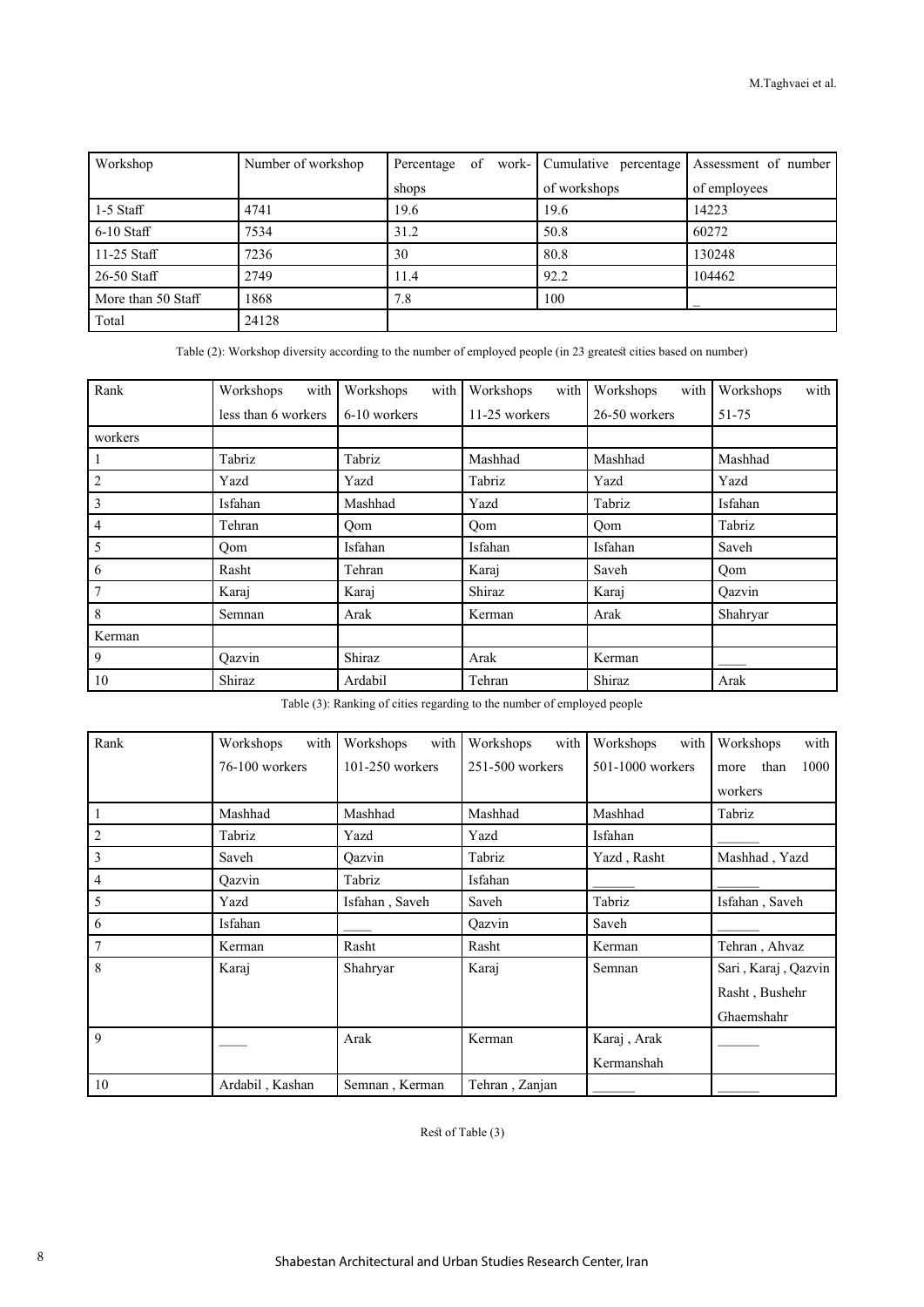| Workshop | Number of workshop | Percentage of workshops | Cumulative percentage of workshops | Assessment of number of employees |
|---|---|---|---|---|
| 1-5 Staff | 4741 | 19.6 | 19.6 | 14223 |
| 6-10 Staff | 7534 | 31.2 | 50.8 | 60272 |
| 11-25 Staff | 7236 | 30 | 80.8 | 130248 |
| 26-50 Staff | 2749 | 11.4 | 92.2 | 104462 |
| More than 50 Staff | 1868 | 7.8 | 100 | _ |
| Total | 24128 | | | |

Table (2): Workshop diversity according to the number of employed people (in 23 greatest cities based on number)

| Rank | Workshops with less than 6 workers | Workshops with 6-10 workers | Workshops with 11-25 workers | Workshops with 26-50 workers | Workshops with 51-75 |
|---|---|---|---|---|---|
| workers | | | | | |
| 1 | Tabriz | Tabriz | Mashhad | Mashhad | Mashhad |
| 2 | Yazd | Yazd | Tabriz | Yazd | Yazd |
| 3 | Isfahan | Mashhad | Yazd | Tabriz | Isfahan |
| 4 | Tehran | Qom | Qom | Qom | Tabriz |
| 5 | Qom | Isfahan | Isfahan | Isfahan | Saveh |
| 6 | Rasht | Tehran | Karaj | Saveh | Qom |
| 7 | Karaj | Karaj | Shiraz | Karaj | Qazvin |
| 8 | Semnan | Arak | Kerman | Arak | Shahryar |
| Kerman | | | | | |
| 9 | Qazvin | Shiraz | Arak | Kerman | ____ |
| 10 | Shiraz | Ardabil | Tehran | Shiraz | Arak |

Table (3): Ranking of cities regarding to the number of employed people

| Rank | Workshops with 76-100 workers | Workshops with 101-250 workers | Workshops with 251-500 workers | Workshops with 501-1000 workers | Workshops with more than 1000 workers |
|---|---|---|---|---|---|
| 1 | Mashhad | Mashhad | Mashhad | Mashhad | Tabriz |
| 2 | Tabriz | Yazd | Yazd | Isfahan | ______ |
| 3 | Saveh | Qazvin | Tabriz | Yazd , Rasht | Mashhad , Yazd |
| 4 | Qazvin | Tabriz | Isfahan | ______ | ______ |
| 5 | Yazd | Isfahan , Saveh | Saveh | Tabriz | Isfahan , Saveh |
| 6 | Isfahan | ____ | Qazvin | Saveh | ______ |
| 7 | Kerman | Rasht | Rasht | Kerman | Tehran , Ahvaz |
| 8 | Karaj | Shahryar | Karaj | Semnan | Sari , Karaj , Qazvin Rasht , Bushehr Ghaemshahr |
| 9 | ____ | Arak | Kerman | Karaj , Arak Kermanshah | ______ |
| 10 | Ardabil , Kashan | Semnan , Kerman | Tehran , Zanjan | ______ | ______ |

Rest of Table (3)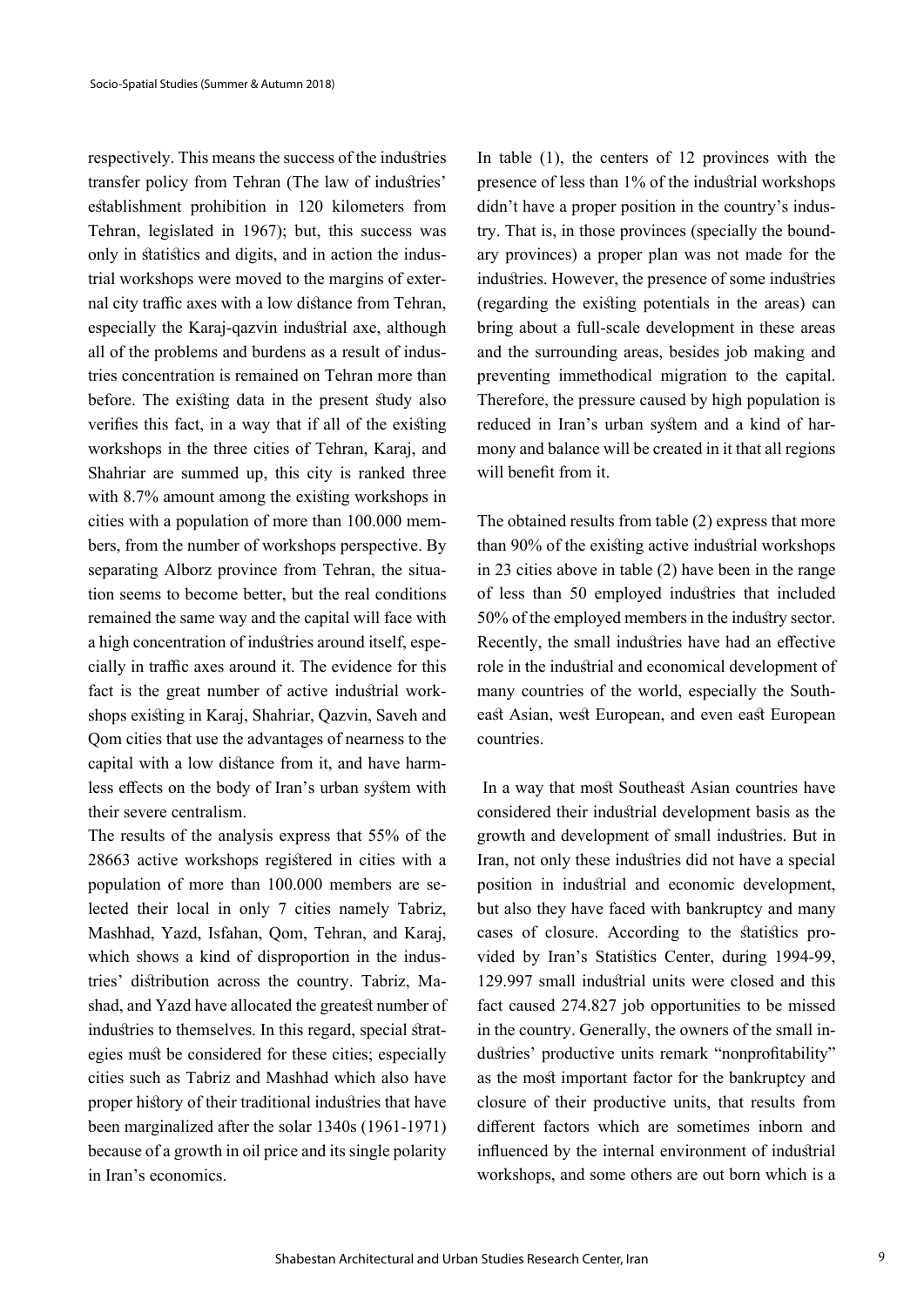respectively. This means the success of the industries transfer policy from Tehran (The law of industries' establishment prohibition in 120 kilometers from Tehran, legislated in 1967); but, this success was only in statistics and digits, and in action the industrial workshops were moved to the margins of external city traffic axes with a low distance from Tehran, especially the Karaj-qazvin industrial axe, although all of the problems and burdens as a result of industries concentration is remained on Tehran more than before. The existing data in the present study also verifies this fact, in a way that if all of the existing workshops in the three cities of Tehran, Karaj, and Shahriar are summed up, this city is ranked three with 8.7% amount among the existing workshops in cities with a population of more than 100.000 members, from the number of workshops perspective. By separating Alborz province from Tehran, the situation seems to become better, but the real conditions remained the same way and the capital will face with a high concentration of industries around itself, especially in traffic axes around it. The evidence for this fact is the great number of active industrial workshops existing in Karaj, Shahriar, Qazvin, Saveh and Qom cities that use the advantages of nearness to the capital with a low distance from it, and have harmless effects on the body of Iran's urban system with their severe centralism.

The results of the analysis express that 55% of the 28663 active workshops registered in cities with a population of more than 100.000 members are selected their local in only 7 cities namely Tabriz, Mashhad, Yazd, Isfahan, Qom, Tehran, and Karaj, which shows a kind of disproportion in the industries' distribution across the country. Tabriz, Mashad, and Yazd have allocated the greatest number of industries to themselves. In this regard, special strategies must be considered for these cities; especially cities such as Tabriz and Mashhad which also have proper history of their traditional industries that have been marginalized after the solar 1340s (1961-1971) because of a growth in oil price and its single polarity in Iran's economics.

In table (1), the centers of 12 provinces with the presence of less than 1% of the industrial workshops didn't have a proper position in the country's industry. That is, in those provinces (specially the boundary provinces) a proper plan was not made for the industries. However, the presence of some industries (regarding the existing potentials in the areas) can bring about a full-scale development in these areas and the surrounding areas, besides job making and preventing immethodical migration to the capital. Therefore, the pressure caused by high population is reduced in Iran's urban system and a kind of harmony and balance will be created in it that all regions will benefit from it.

The obtained results from table (2) express that more than 90% of the existing active industrial workshops in 23 cities above in table (2) have been in the range of less than 50 employed industries that included 50% of the employed members in the industry sector. Recently, the small industries have had an effective role in the industrial and economical development of many countries of the world, especially the Southeast Asian, west European, and even east European countries.

In a way that most Southeast Asian countries have considered their industrial development basis as the growth and development of small industries. But in Iran, not only these industries did not have a special position in industrial and economic development, but also they have faced with bankruptcy and many cases of closure. According to the statistics provided by Iran's Statistics Center, during 1994-99, 129.997 small industrial units were closed and this fact caused 274.827 job opportunities to be missed in the country. Generally, the owners of the small industries' productive units remark "nonprofitability" as the most important factor for the bankruptcy and closure of their productive units, that results from different factors which are sometimes inborn and influenced by the internal environment of industrial workshops, and some others are out born which is a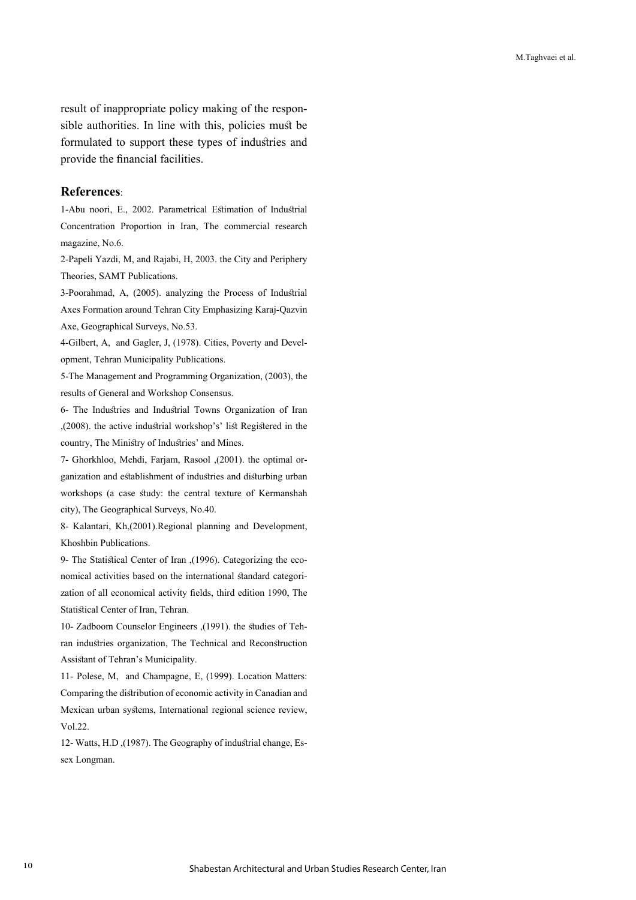result of inappropriate policy making of the responsible authorities. In line with this, policies must be formulated to support these types of industries and provide the financial facilities.

## References:

1-Abu noori, E., 2002. Parametrical Estimation of Industrial Concentration Proportion in Iran, The commercial research magazine, No.6.

2-Papeli Yazdi, M, and Rajabi, H, 2003. the City and Periphery Theories, SAMT Publications.

3-Poorahmad, A, (2005). analyzing the Process of Industrial Axes Formation around Tehran City Emphasizing Karaj-Qazvin Axe, Geographical Surveys, No.53.

4-Gilbert, A, and Gagler, J, (1978). Cities, Poverty and Development, Tehran Municipality Publications.

5-The Management and Programming Organization, (2003), the results of General and Workshop Consensus.

6- The Industries and Industrial Towns Organization of Iran ,(2008). the active industrial workshop's' list Registered in the country, The Ministry of Industries' and Mines.

7- Ghorkhloo, Mehdi, Farjam, Rasool ,(2001). the optimal organization and establishment of industries and disturbing urban workshops (a case study: the central texture of Kermanshah city), The Geographical Surveys, No.40.

8- Kalantari, Kh,(2001).Regional planning and Development, Khoshbin Publications.

9- The Statistical Center of Iran ,(1996). Categorizing the economical activities based on the international standard categorization of all economical activity fields, third edition 1990, The Statistical Center of Iran, Tehran.

10- Zadboom Counselor Engineers ,(1991). the studies of Tehran industries organization, The Technical and Reconstruction Assistant of Tehran's Municipality.

11- Polese, M, and Champagne, E, (1999). Location Matters: Comparing the distribution of economic activity in Canadian and Mexican urban systems, International regional science review, Vol.22.

12- Watts, H.D ,(1987). The Geography of industrial change, Essex Longman.